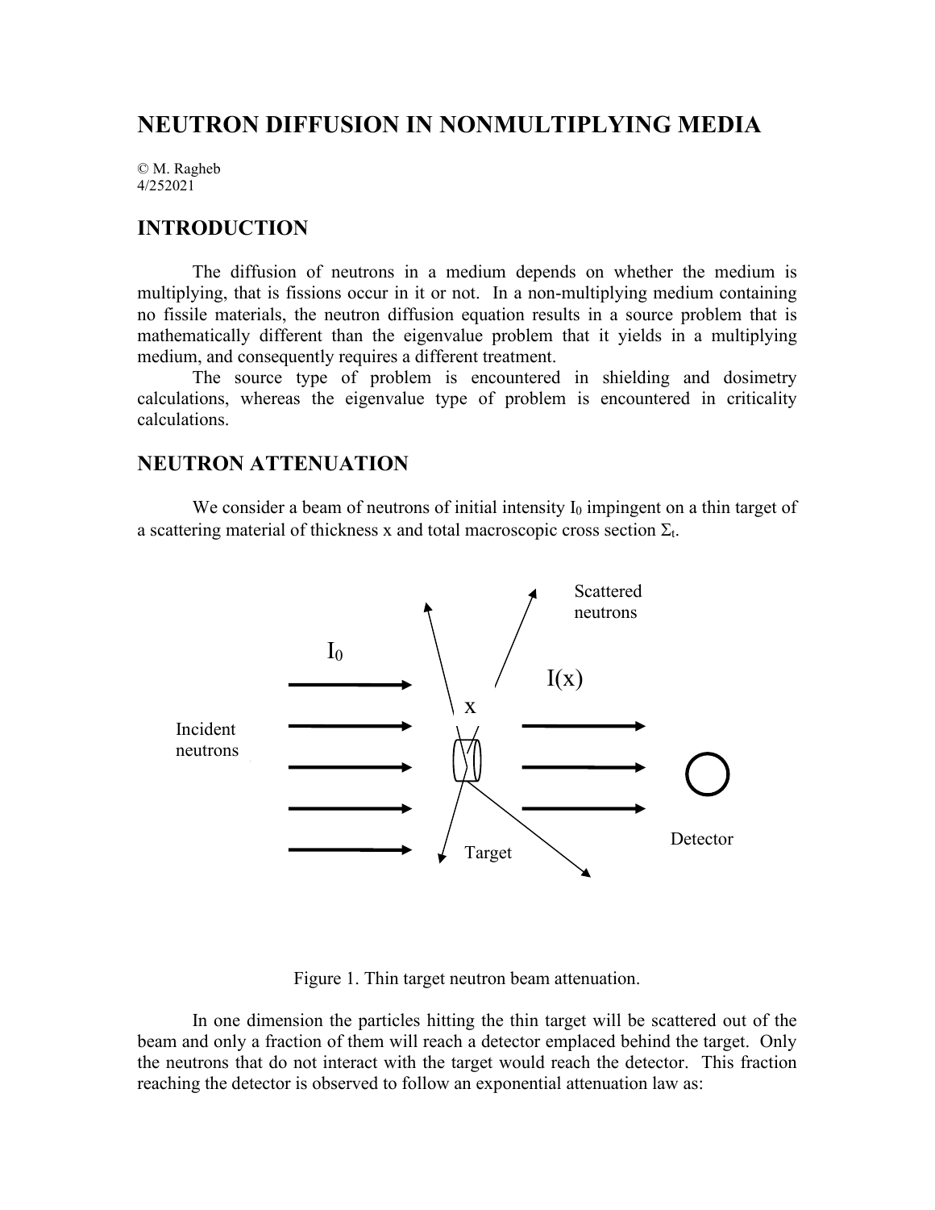# NEUTRON DIFFUSION IN NONMULTIPLYING MEDIA

© M. Ragheb
4/252021

## INTRODUCTION

The diffusion of neutrons in a medium depends on whether the medium is multiplying, that is fissions occur in it or not. In a non-multiplying medium containing no fissile materials, the neutron diffusion equation results in a source problem that is mathematically different than the eigenvalue problem that it yields in a multiplying medium, and consequently requires a different treatment.

The source type of problem is encountered in shielding and dosimetry calculations, whereas the eigenvalue type of problem is encountered in criticality calculations.

## NEUTRON ATTENUATION

We consider a beam of neutrons of initial intensity $I_0$ impingent on a thin target of a scattering material of thickness x and total macroscopic cross section $\Sigma_t$.

Figure 1. Thin target neutron beam attenuation.

In one dimension the particles hitting the thin target will be scattered out of the beam and only a fraction of them will reach a detector emplaced behind the target. Only the neutrons that do not interact with the target would reach the detector. This fraction reaching the detector is observed to follow an exponential attenuation law as: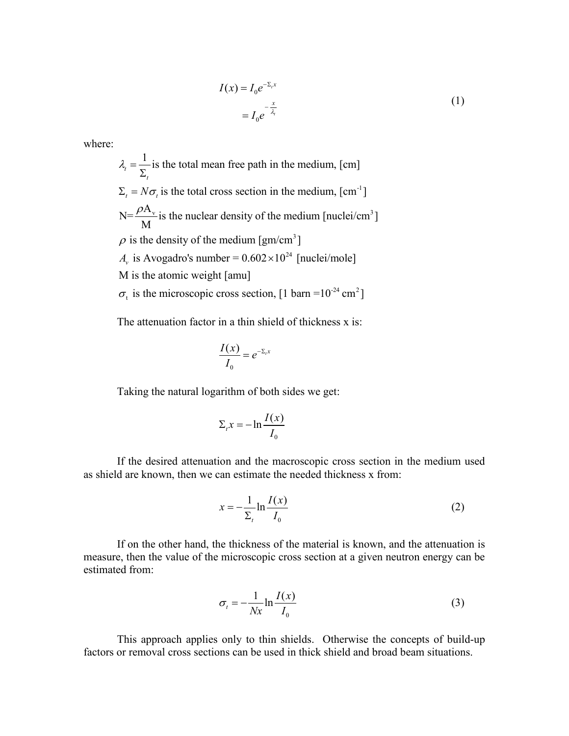$$
\begin{aligned}
I(x) &= I_0 e^{-\Sigma_t x} \\
&= I_0 e^{-\frac{x}{\lambda_t}}
\end{aligned}
\tag{1}
$$

where:

$\lambda_t = \frac{1}{\Sigma_t}$ is the total mean free path in the medium, [cm]

$\Sigma_t = N\sigma_t$ is the total cross section in the medium, [$\text{cm}^{-1}$]

$\text{N}=\frac{\rho \text{A}_\text{v}}{\text{M}}$ is the nuclear density of the medium [$\text{nuclei/cm}^3$]

$\rho$ is the density of the medium [$\text{gm/cm}^3$]

$A_v$ is Avogadro's number = $0.602 \times 10^{24}$ [nuclei/mole]

M is the atomic weight [amu]

$\sigma_\text{t}$ is the microscopic cross section, [1 barn =$10^{-24}$ $\text{cm}^2$]

The attenuation factor in a thin shield of thickness x is:

$$
\frac{I(x)}{I_0} = e^{-\Sigma_t x}
$$

Taking the natural logarithm of both sides we get:

$$
\Sigma_t x = -\ln \frac{I(x)}{I_0}
$$

If the desired attenuation and the macroscopic cross section in the medium used as shield are known, then we can estimate the needed thickness x from:

$$
x = -\frac{1}{\Sigma_t} \ln \frac{I(x)}{I_0}
\tag{2}
$$

If on the other hand, the thickness of the material is known, and the attenuation is measure, then the value of the microscopic cross section at a given neutron energy can be estimated from:

$$
\sigma_t = -\frac{1}{Nx} \ln \frac{I(x)}{I_0}
\tag{3}
$$

This approach applies only to thin shields. Otherwise the concepts of build-up factors or removal cross sections can be used in thick shield and broad beam situations.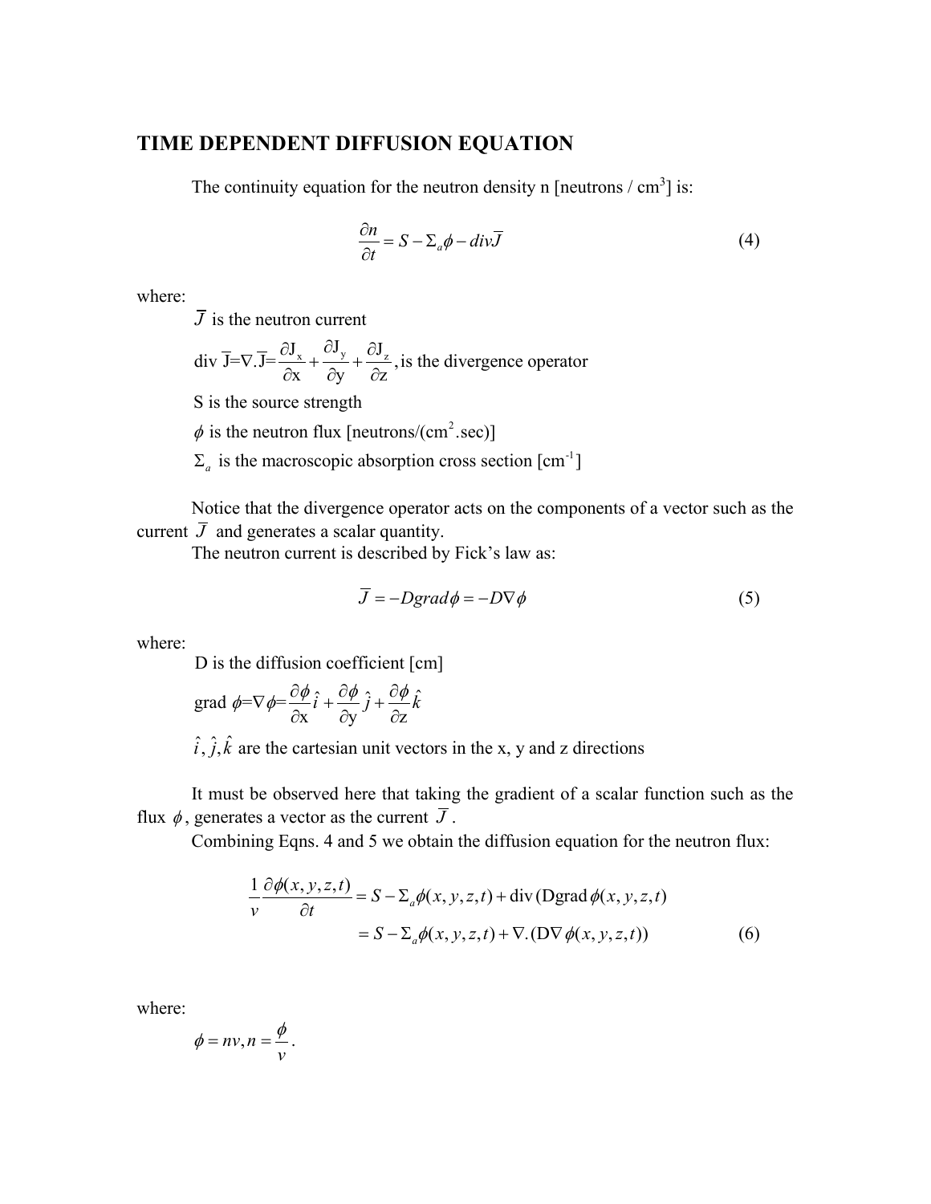## TIME DEPENDENT DIFFUSION EQUATION

The continuity equation for the neutron density n [neutrons / $cm^3$] is:

$$\frac{\partial n}{\partial t} = S - \Sigma_a \phi - div\overline{J} \tag{4}$$

where:

$\overline{J}$ is the neutron current

div $\overline{\mathrm{J}}=\nabla.\overline{\mathrm{J}}=\frac{\partial \mathrm{J_x}}{\partial \mathrm{x}}+\frac{\partial \mathrm{J_y}}{\partial \mathrm{y}}+\frac{\partial \mathrm{J_z}}{\partial \mathrm{z}}$, is the divergence operator

S is the source strength

$\phi$ is the neutron flux [neutrons/($cm^2$.sec)]

$\Sigma_a$ is the macroscopic absorption cross section [$cm^{-1}$]

Notice that the divergence operator acts on the components of a vector such as the current $\overline{J}$ and generates a scalar quantity.

The neutron current is described by Fick's law as:

$$\overline{J} = -Dgrad\phi = -D\nabla\phi \tag{5}$$

where:

D is the diffusion coefficient [cm]

grad $\phi=\nabla\phi=\frac{\partial \phi}{\partial \mathrm{x}}\hat{i}+\frac{\partial \phi}{\partial \mathrm{y}}\hat{j}+\frac{\partial \phi}{\partial \mathrm{z}}\hat{k}$

$\hat{i}, \hat{j}, \hat{k}$ are the cartesian unit vectors in the x, y and z directions

It must be observed here that taking the gradient of a scalar function such as the flux $\phi$, generates a vector as the current $\overline{J}$.

Combining Eqns. 4 and 5 we obtain the diffusion equation for the neutron flux:

$$\begin{aligned}\frac{1}{v}\frac{\partial \phi(x,y,z,t)}{\partial t} &= S - \Sigma_a \phi(x,y,z,t) + \mathrm{div}\,(\mathrm{D}\mathrm{grad}\,\phi(x,y,z,t) \\ &= S - \Sigma_a \phi(x,y,z,t) + \nabla.(\mathrm{D}\nabla\,\phi(x,y,z,t))\end{aligned} \tag{6}$$

where:

$\phi = nv, n = \frac{\phi}{v}$.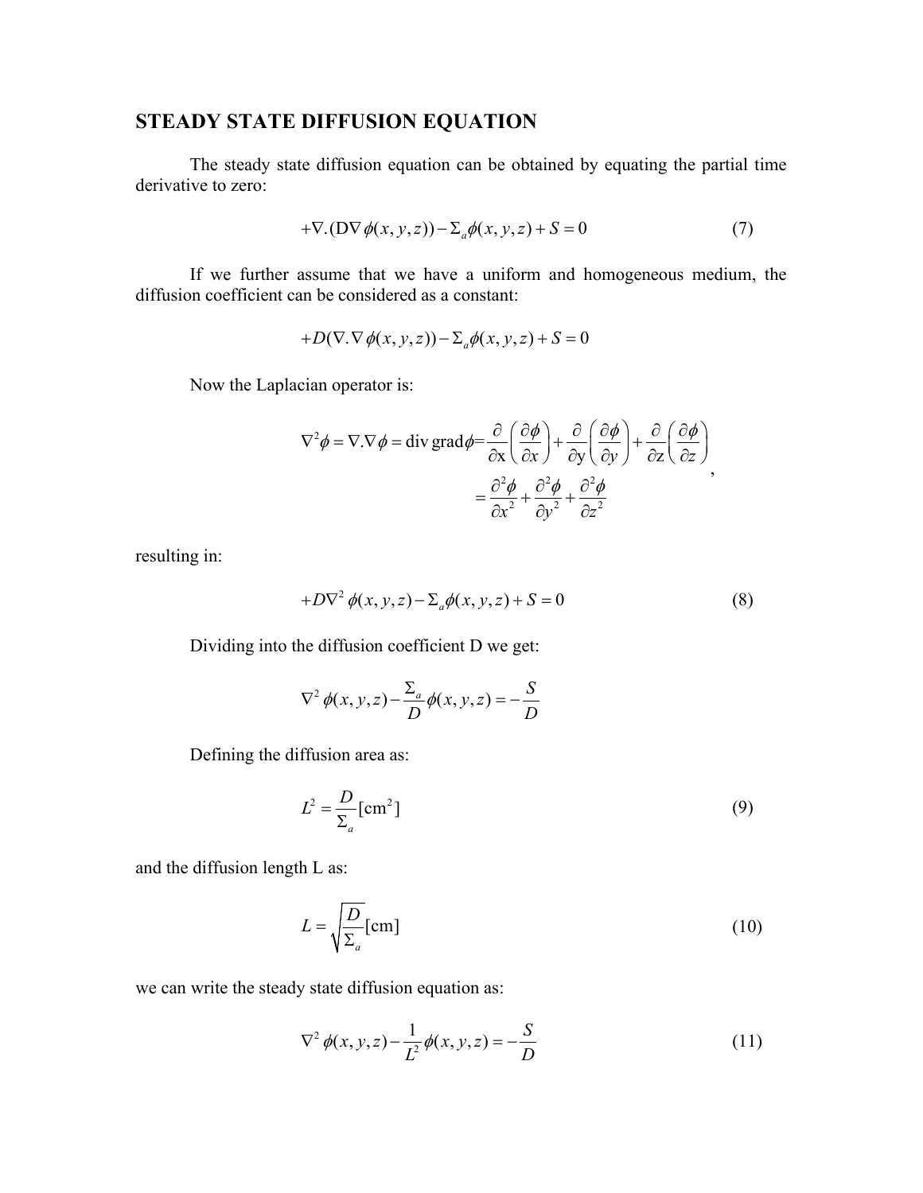## STEADY STATE DIFFUSION EQUATION

The steady state diffusion equation can be obtained by equating the partial time derivative to zero:

$$+\nabla.(\mathrm{D}\nabla\phi(x,y,z)) - \Sigma_a\phi(x,y,z) + S = 0 \tag{7}$$

If we further assume that we have a uniform and homogeneous medium, the diffusion coefficient can be considered as a constant:

$$+D(\nabla.\nabla\phi(x,y,z)) - \Sigma_a\phi(x,y,z) + S = 0$$

Now the Laplacian operator is:

$$\nabla^2\phi = \nabla.\nabla\phi = \mathrm{div\,grad}\phi = \frac{\partial}{\partial \mathrm{x}}\left(\frac{\partial\phi}{\partial x}\right) + \frac{\partial}{\partial \mathrm{y}}\left(\frac{\partial\phi}{\partial y}\right) + \frac{\partial}{\partial \mathrm{z}}\left(\frac{\partial\phi}{\partial z}\right) = \frac{\partial^2\phi}{\partial x^2} + \frac{\partial^2\phi}{\partial y^2} + \frac{\partial^2\phi}{\partial z^2},$$

resulting in:

$$+D\nabla^2\phi(x,y,z) - \Sigma_a\phi(x,y,z) + S = 0 \tag{8}$$

Dividing into the diffusion coefficient D we get:

$$\nabla^2\phi(x,y,z) - \frac{\Sigma_a}{D}\phi(x,y,z) = -\frac{S}{D}$$

Defining the diffusion area as:

$$L^2 = \frac{D}{\Sigma_a}[\mathrm{cm}^2] \tag{9}$$

and the diffusion length L as:

$$L = \sqrt{\frac{D}{\Sigma_a}}[\mathrm{cm}] \tag{10}$$

we can write the steady state diffusion equation as:

$$\nabla^2\phi(x,y,z) - \frac{1}{L^2}\phi(x,y,z) = -\frac{S}{D} \tag{11}$$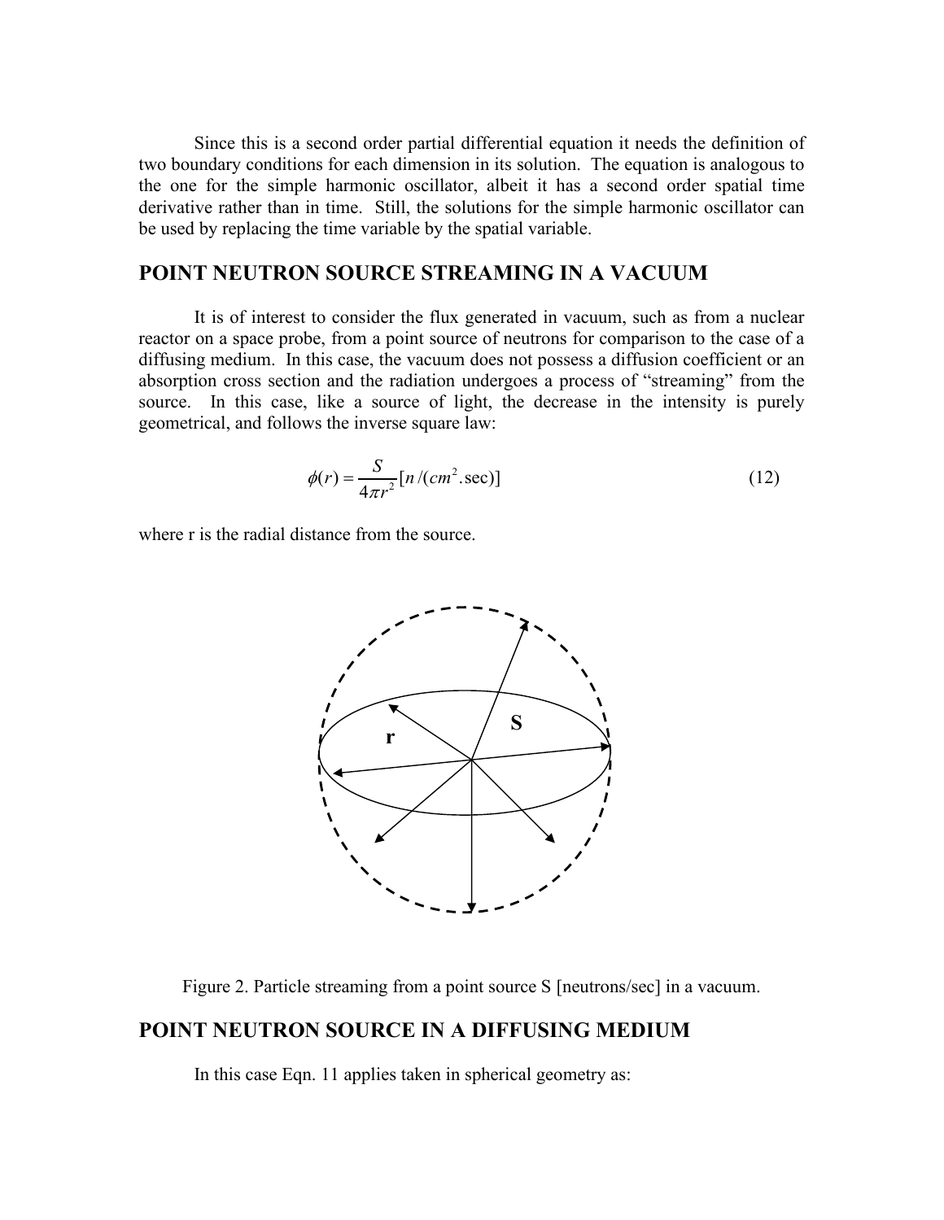Since this is a second order partial differential equation it needs the definition of two boundary conditions for each dimension in its solution. The equation is analogous to the one for the simple harmonic oscillator, albeit it has a second order spatial time derivative rather than in time. Still, the solutions for the simple harmonic oscillator can be used by replacing the time variable by the spatial variable.

## POINT NEUTRON SOURCE STREAMING IN A VACUUM

It is of interest to consider the flux generated in vacuum, such as from a nuclear reactor on a space probe, from a point source of neutrons for comparison to the case of a diffusing medium. In this case, the vacuum does not possess a diffusion coefficient or an absorption cross section and the radiation undergoes a process of "streaming" from the source. In this case, like a source of light, the decrease in the intensity is purely geometrical, and follows the inverse square law:

$$\phi(r) = \frac{S}{4\pi r^2} [n/(cm^2.\sec)] \tag{12}$$

where r is the radial distance from the source.

Figure 2. Particle streaming from a point source S [neutrons/sec] in a vacuum.

## POINT NEUTRON SOURCE IN A DIFFUSING MEDIUM

In this case Eqn. 11 applies taken in spherical geometry as: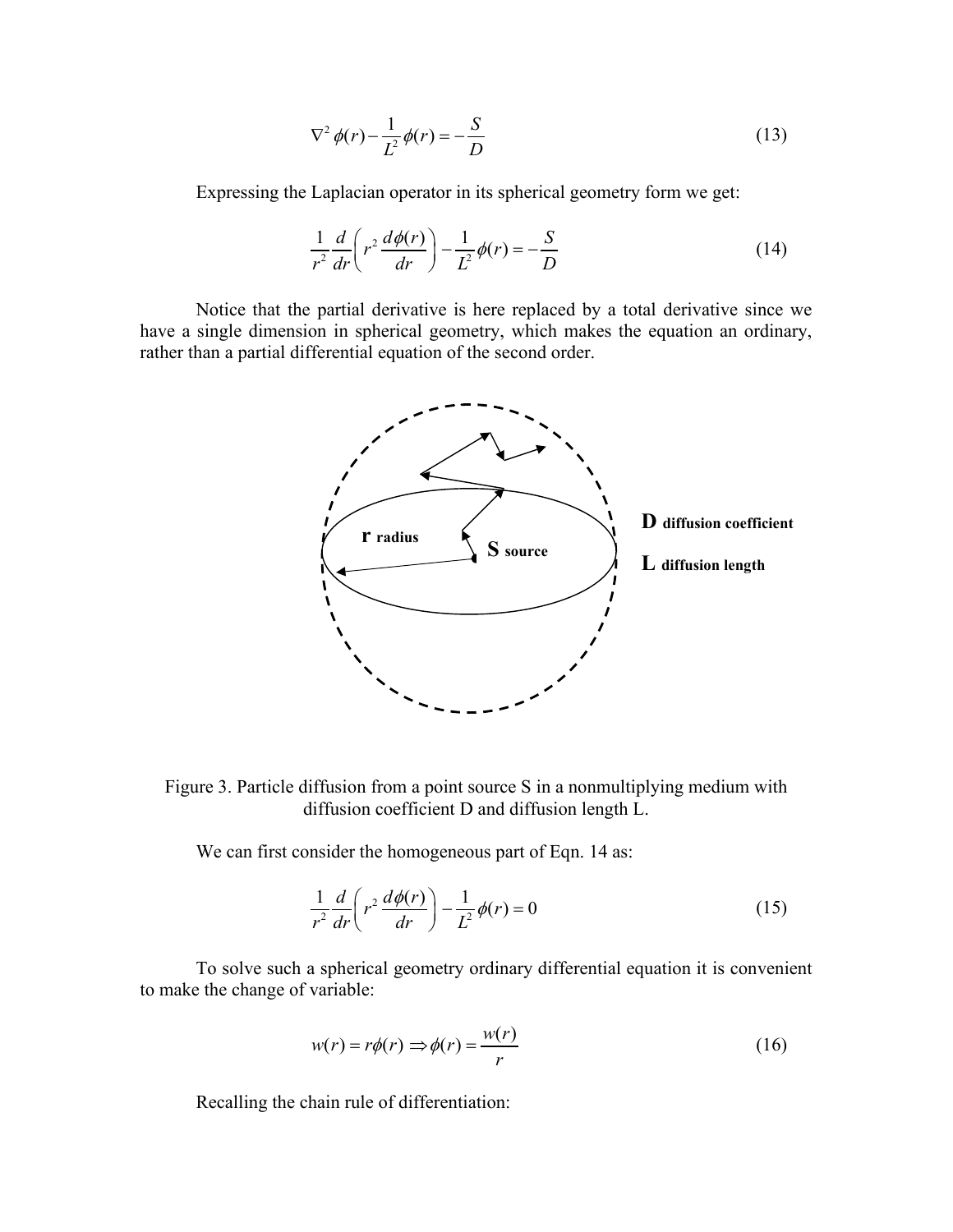$$\nabla^2 \phi(r) - \frac{1}{L^2}\phi(r) = -\frac{S}{D} \tag{13}$$

Expressing the Laplacian operator in its spherical geometry form we get:

$$\frac{1}{r^2}\frac{d}{dr}\left(r^2 \frac{d\phi(r)}{dr}\right) - \frac{1}{L^2}\phi(r) = -\frac{S}{D} \tag{14}$$

Notice that the partial derivative is here replaced by a total derivative since we have a single dimension in spherical geometry, which makes the equation an ordinary, rather than a partial differential equation of the second order.

Figure 3. Particle diffusion from a point source S in a nonmultiplying medium with diffusion coefficient D and diffusion length L.

We can first consider the homogeneous part of Eqn. 14 as:

$$\frac{1}{r^2}\frac{d}{dr}\left(r^2 \frac{d\phi(r)}{dr}\right) - \frac{1}{L^2}\phi(r) = 0 \tag{15}$$

To solve such a spherical geometry ordinary differential equation it is convenient to make the change of variable:

$$w(r) = r\phi(r) \Rightarrow \phi(r) = \frac{w(r)}{r} \tag{16}$$

Recalling the chain rule of differentiation: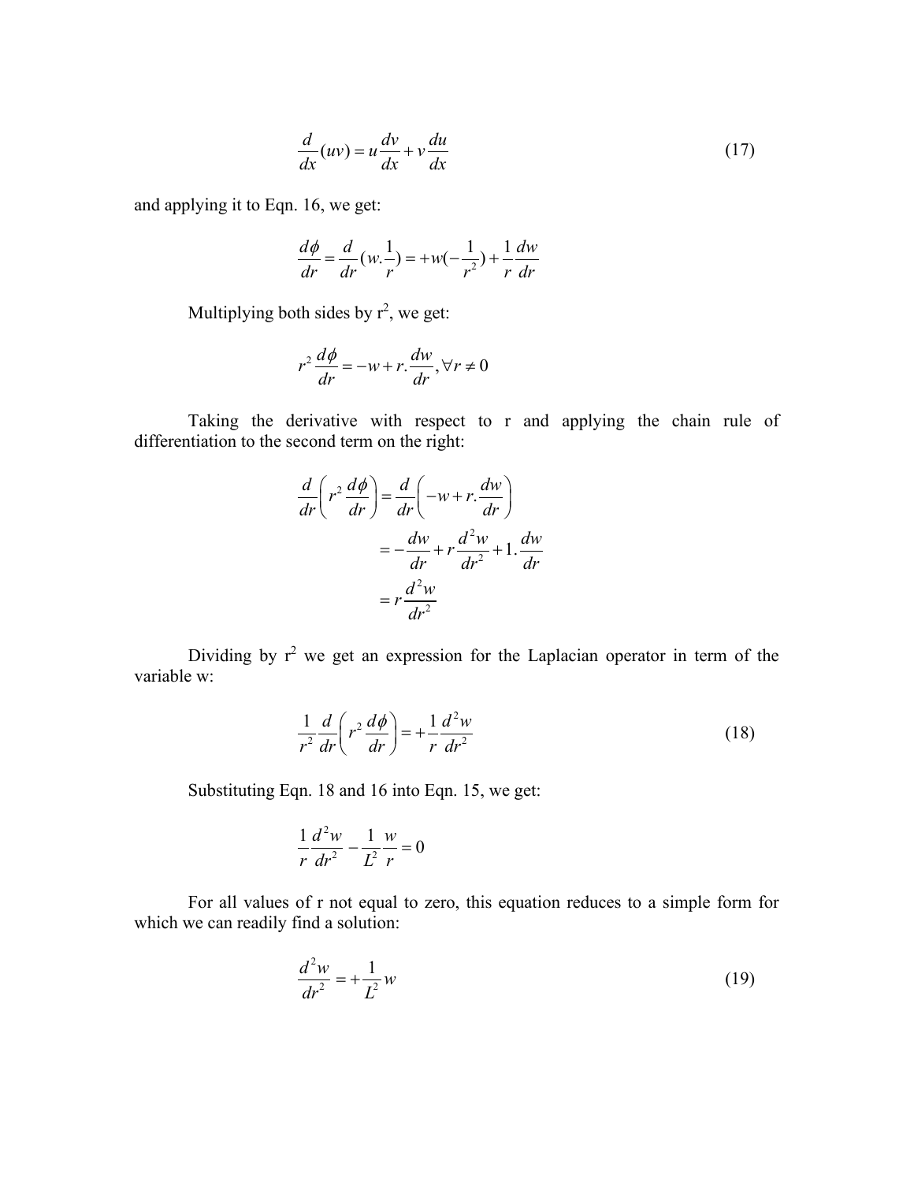$$\frac{d}{dx}(uv) = u\frac{dv}{dx} + v\frac{du}{dx} \tag{17}$$

and applying it to Eqn. 16, we get:

$$\frac{d\phi}{dr} = \frac{d}{dr}(w.\frac{1}{r}) = +w(-\frac{1}{r^2}) + \frac{1}{r}\frac{dw}{dr}$$

Multiplying both sides by $r^2$, we get:

$$r^2\frac{d\phi}{dr} = -w + r.\frac{dw}{dr}, \forall r \neq 0$$

Taking the derivative with respect to r and applying the chain rule of differentiation to the second term on the right:

$$\begin{aligned}
\frac{d}{dr}\left(r^2\frac{d\phi}{dr}\right) &= \frac{d}{dr}\left(-w + r.\frac{dw}{dr}\right) \\
&= -\frac{dw}{dr} + r\frac{d^2w}{dr^2} + 1.\frac{dw}{dr} \\
&= r\frac{d^2w}{dr^2}
\end{aligned}$$

Dividing by $r^2$ we get an expression for the Laplacian operator in term of the variable w:

$$\frac{1}{r^2}\frac{d}{dr}\left(r^2\frac{d\phi}{dr}\right) = +\frac{1}{r}\frac{d^2w}{dr^2} \tag{18}$$

Substituting Eqn. 18 and 16 into Eqn. 15, we get:

$$\frac{1}{r}\frac{d^2w}{dr^2} - \frac{1}{L^2}\frac{w}{r} = 0$$

For all values of r not equal to zero, this equation reduces to a simple form for which we can readily find a solution:

$$\frac{d^2w}{dr^2} = +\frac{1}{L^2}w \tag{19}$$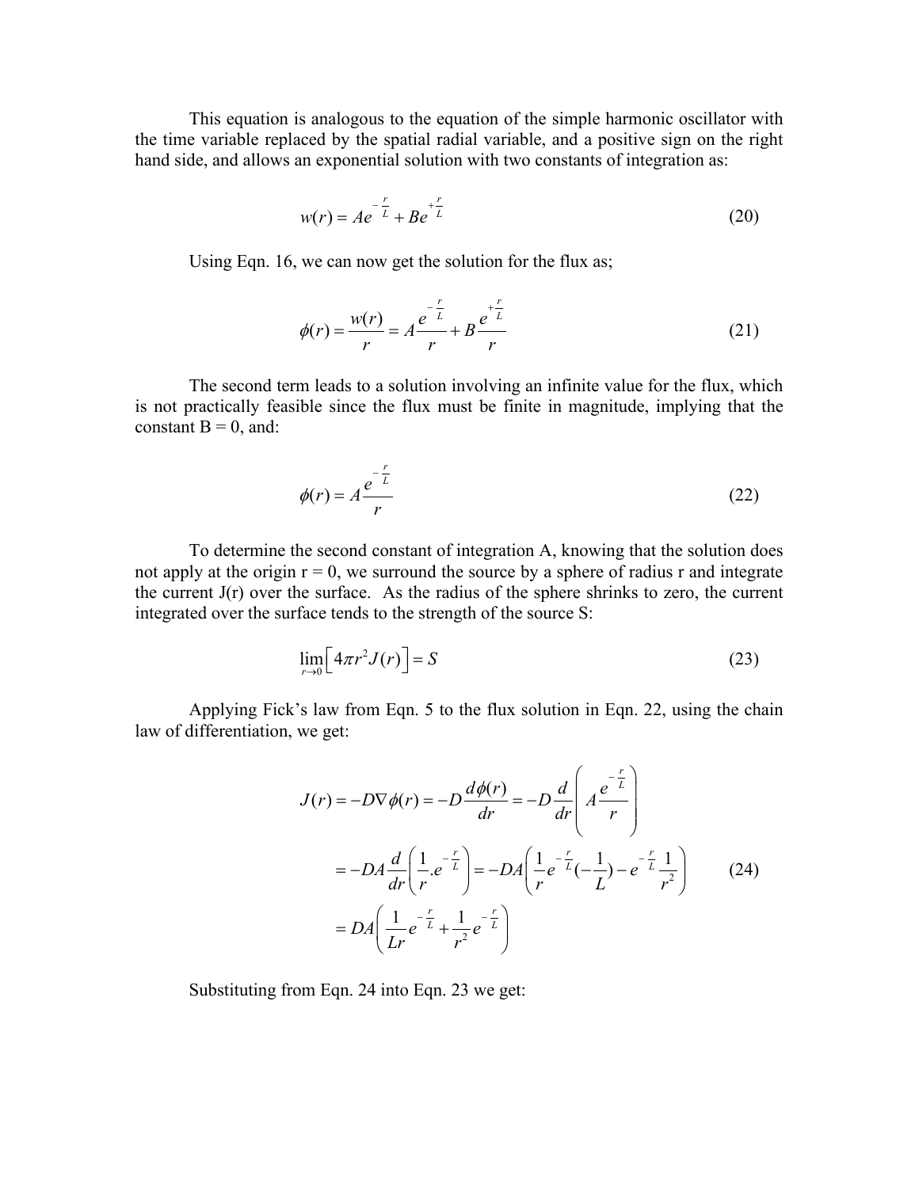This equation is analogous to the equation of the simple harmonic oscillator with the time variable replaced by the spatial radial variable, and a positive sign on the right hand side, and allows an exponential solution with two constants of integration as:

$$w(r) = Ae^{-\frac{r}{L}} + Be^{+\frac{r}{L}} \tag{20}$$

Using Eqn. 16, we can now get the solution for the flux as;

$$\phi(r) = \frac{w(r)}{r} = A\frac{e^{-\frac{r}{L}}}{r} + B\frac{e^{+\frac{r}{L}}}{r} \tag{21}$$

The second term leads to a solution involving an infinite value for the flux, which is not practically feasible since the flux must be finite in magnitude, implying that the constant B = 0, and:

$$\phi(r) = A\frac{e^{-\frac{r}{L}}}{r} \tag{22}$$

To determine the second constant of integration A, knowing that the solution does not apply at the origin r = 0, we surround the source by a sphere of radius r and integrate the current J(r) over the surface. As the radius of the sphere shrinks to zero, the current integrated over the surface tends to the strength of the source S:

$$\lim_{r \to 0}\left[4\pi r^2 J(r)\right] = S \tag{23}$$

Applying Fick's law from Eqn. 5 to the flux solution in Eqn. 22, using the chain law of differentiation, we get:

$$\begin{aligned} J(r) &= -D\nabla\phi(r) = -D\frac{d\phi(r)}{dr} = -D\frac{d}{dr}\left(A\frac{e^{-\frac{r}{L}}}{r}\right) \\ &= -DA\frac{d}{dr}\left(\frac{1}{r}.e^{-\frac{r}{L}}\right) = -DA\left(\frac{1}{r}e^{-\frac{r}{L}}(-\frac{1}{L}) - e^{-\frac{r}{L}}\frac{1}{r^2}\right) \\ &= DA\left(\frac{1}{Lr}e^{-\frac{r}{L}} + \frac{1}{r^2}e^{-\frac{r}{L}}\right) \end{aligned} \tag{24}$$

Substituting from Eqn. 24 into Eqn. 23 we get: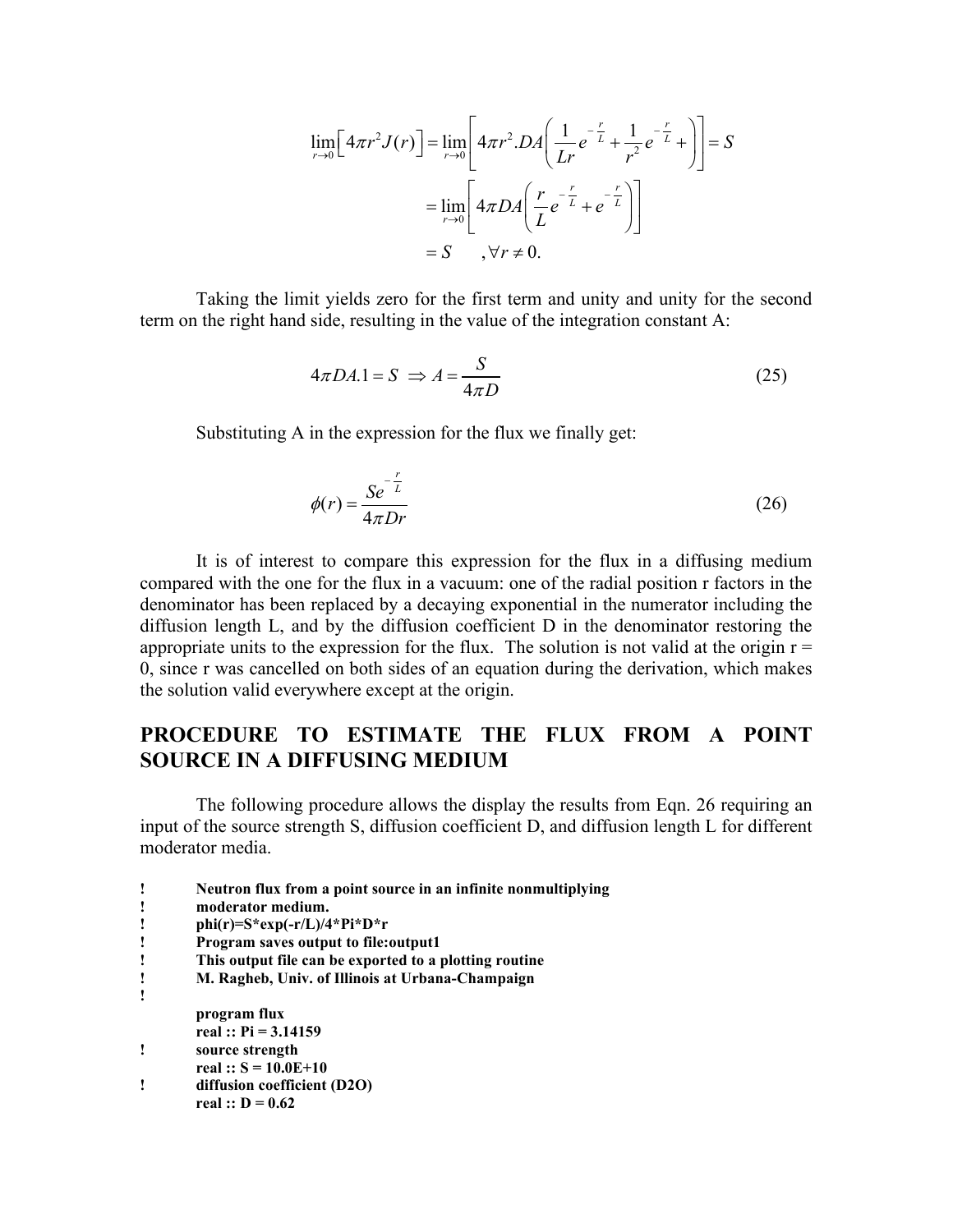$$\lim_{r \to 0}\left[4\pi r^2 J(r)\right] = \lim_{r \to 0}\left[4\pi r^2 . DA\left(\frac{1}{Lr}e^{-\frac{r}{L}} + \frac{1}{r^2}e^{-\frac{r}{L}} + \right)\right] = S$$

$$= \lim_{r \to 0}\left[4\pi DA\left(\frac{r}{L}e^{-\frac{r}{L}} + e^{-\frac{r}{L}}\right)\right]$$

$$= S \qquad , \forall r \neq 0.$$

Taking the limit yields zero for the first term and unity and unity for the second term on the right hand side, resulting in the value of the integration constant A:

$$4\pi DA.1 = S \;\Rightarrow A = \frac{S}{4\pi D} \tag{25}$$

Substituting A in the expression for the flux we finally get:

$$\phi(r) = \frac{Se^{-\frac{r}{L}}}{4\pi Dr} \tag{26}$$

It is of interest to compare this expression for the flux in a diffusing medium compared with the one for the flux in a vacuum: one of the radial position r factors in the denominator has been replaced by a decaying exponential in the numerator including the diffusion length L, and by the diffusion coefficient D in the denominator restoring the appropriate units to the expression for the flux. The solution is not valid at the origin r = 0, since r was cancelled on both sides of an equation during the derivation, which makes the solution valid everywhere except at the origin.

## PROCEDURE TO ESTIMATE THE FLUX FROM A POINT SOURCE IN A DIFFUSING MEDIUM

The following procedure allows the display the results from Eqn. 26 requiring an input of the source strength S, diffusion coefficient D, and diffusion length L for different moderator media.

```
!	Neutron flux from a point source in an infinite nonmultiplying
!	moderator medium.
!	phi(r)=S*exp(-r/L)/4*Pi*D*r
!	Program saves output to file:output1
!	This output file can be exported to a plotting routine
!	M. Ragheb, Univ. of Illinois at Urbana-Champaign
!
	program flux
	real :: Pi = 3.14159
!	source strength
	real :: S = 10.0E+10
!	diffusion coefficient (D2O)
	real :: D = 0.62
```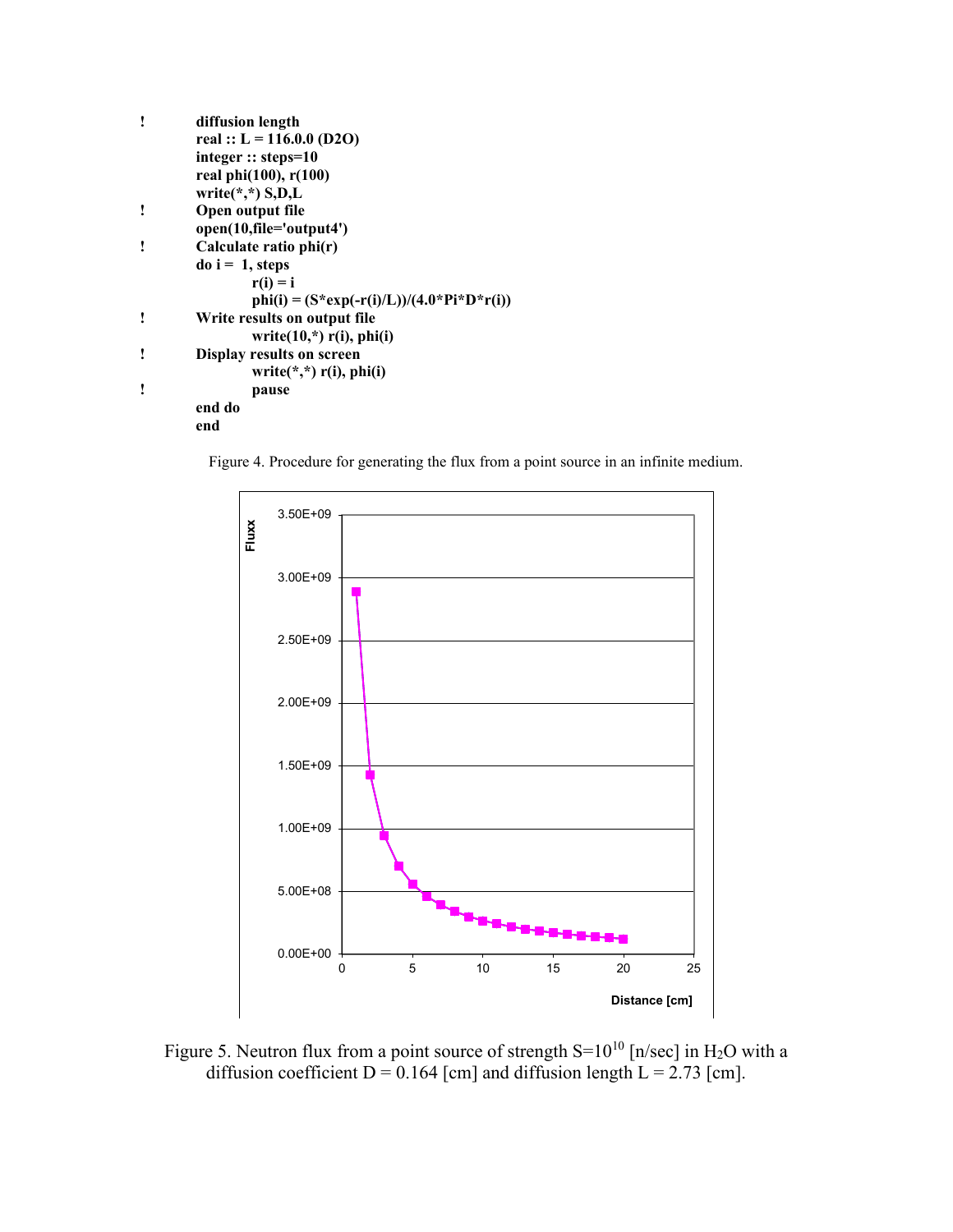```
!       diffusion length
        real :: L = 116.0.0 (D2O)
        integer :: steps=10
        real phi(100), r(100)
        write(*,*) S,D,L
!       Open output file
        open(10,file='output4')
!       Calculate ratio phi(r)
        do i =  1, steps
                r(i) = i
                phi(i) = (S*exp(-r(i)/L))/(4.0*Pi*D*r(i))
!       Write results on output file
                write(10,*) r(i), phi(i)
!       Display results on screen
                write(*,*) r(i), phi(i)
!               pause
        end do
        end
```

Figure 4. Procedure for generating the flux from a point source in an infinite medium.

Figure 5. Neutron flux from a point source of strength $S=10^{10}$ [n/sec] in $H_2O$ with a diffusion coefficient D = 0.164 [cm] and diffusion length L = 2.73 [cm].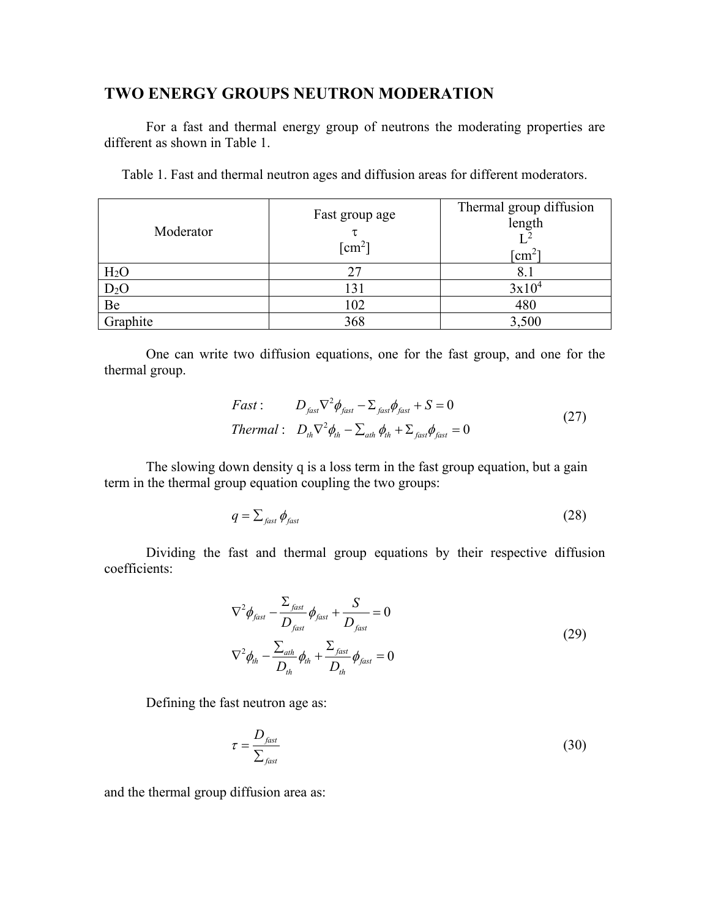## TWO ENERGY GROUPS NEUTRON MODERATION

For a fast and thermal energy group of neutrons the moderating properties are different as shown in Table 1.

Table 1. Fast and thermal neutron ages and diffusion areas for different moderators.

| Moderator | Fast group age $\tau$ [cm$^2$] | Thermal group diffusion length $L^2$ [cm$^2$] |
|---|---|---|
| $H_2O$ | 27 | 8.1 |
| $D_2O$ | 131 | $3 \times 10^4$ |
| Be | 102 | 480 |
| Graphite | 368 | 3,500 |

One can write two diffusion equations, one for the fast group, and one for the thermal group.

$$
\begin{aligned}
&Fast: \quad D_{fast}\nabla^2\phi_{fast} - \Sigma_{fast}\phi_{fast} + S = 0 \\
&Thermal: \quad D_{th}\nabla^2\phi_{th} - \Sigma_{ath}\,\phi_{th} + \Sigma_{fast}\phi_{fast} = 0
\end{aligned}
\tag{27}
$$

The slowing down density q is a loss term in the fast group equation, but a gain term in the thermal group equation coupling the two groups:

$$
q = \Sigma_{fast}\,\phi_{fast} \tag{28}
$$

Dividing the fast and thermal group equations by their respective diffusion coefficients:

$$
\begin{aligned}
&\nabla^2\phi_{fast} - \frac{\Sigma_{fast}}{D_{fast}}\phi_{fast} + \frac{S}{D_{fast}} = 0 \\
&\nabla^2\phi_{th} - \frac{\Sigma_{ath}}{D_{th}}\phi_{th} + \frac{\Sigma_{fast}}{D_{th}}\phi_{fast} = 0
\end{aligned}
\tag{29}
$$

Defining the fast neutron age as:

$$
\tau = \frac{D_{fast}}{\Sigma_{fast}} \tag{30}
$$

and the thermal group diffusion area as: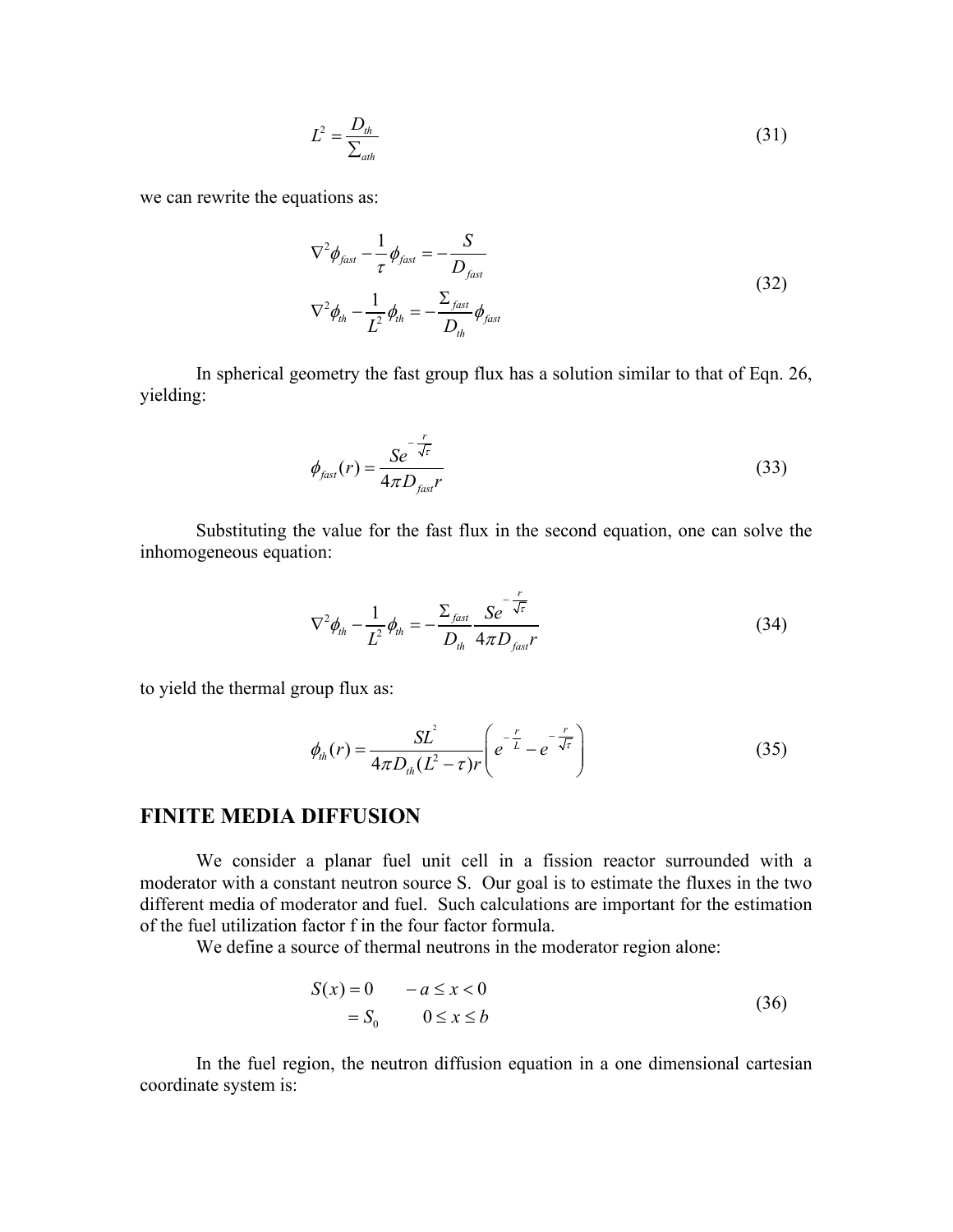$$L^2 = \frac{D_{th}}{\Sigma_{ath}} \tag{31}$$

we can rewrite the equations as:

$$\begin{aligned}
\nabla^2 \phi_{fast} - \frac{1}{\tau}\phi_{fast} &= -\frac{S}{D_{fast}} \\
\nabla^2 \phi_{th} - \frac{1}{L^2}\phi_{th} &= -\frac{\Sigma_{fast}}{D_{th}}\phi_{fast}
\end{aligned} \tag{32}$$

In spherical geometry the fast group flux has a solution similar to that of Eqn. 26, yielding:

$$\phi_{fast}(r) = \frac{S e^{-\frac{r}{\sqrt{\tau}}}}{4\pi D_{fast} r} \tag{33}$$

Substituting the value for the fast flux in the second equation, one can solve the inhomogeneous equation:

$$\nabla^2 \phi_{th} - \frac{1}{L^2}\phi_{th} = -\frac{\Sigma_{fast}}{D_{th}} \frac{S e^{-\frac{r}{\sqrt{\tau}}}}{4\pi D_{fast} r} \tag{34}$$

to yield the thermal group flux as:

$$\phi_{th}(r) = \frac{S L^2}{4\pi D_{th}(L^2 - \tau) r}\left( e^{-\frac{r}{L}} - e^{-\frac{r}{\sqrt{\tau}}} \right) \tag{35}$$

## FINITE MEDIA DIFFUSION

We consider a planar fuel unit cell in a fission reactor surrounded with a moderator with a constant neutron source S. Our goal is to estimate the fluxes in the two different media of moderator and fuel. Such calculations are important for the estimation of the fuel utilization factor f in the four factor formula.

We define a source of thermal neutrons in the moderator region alone:

$$\begin{aligned}
S(x) &= 0 \qquad -a \leq x < 0 \\
&= S_0 \qquad 0 \leq x \leq b
\end{aligned} \tag{36}$$

In the fuel region, the neutron diffusion equation in a one dimensional cartesian coordinate system is: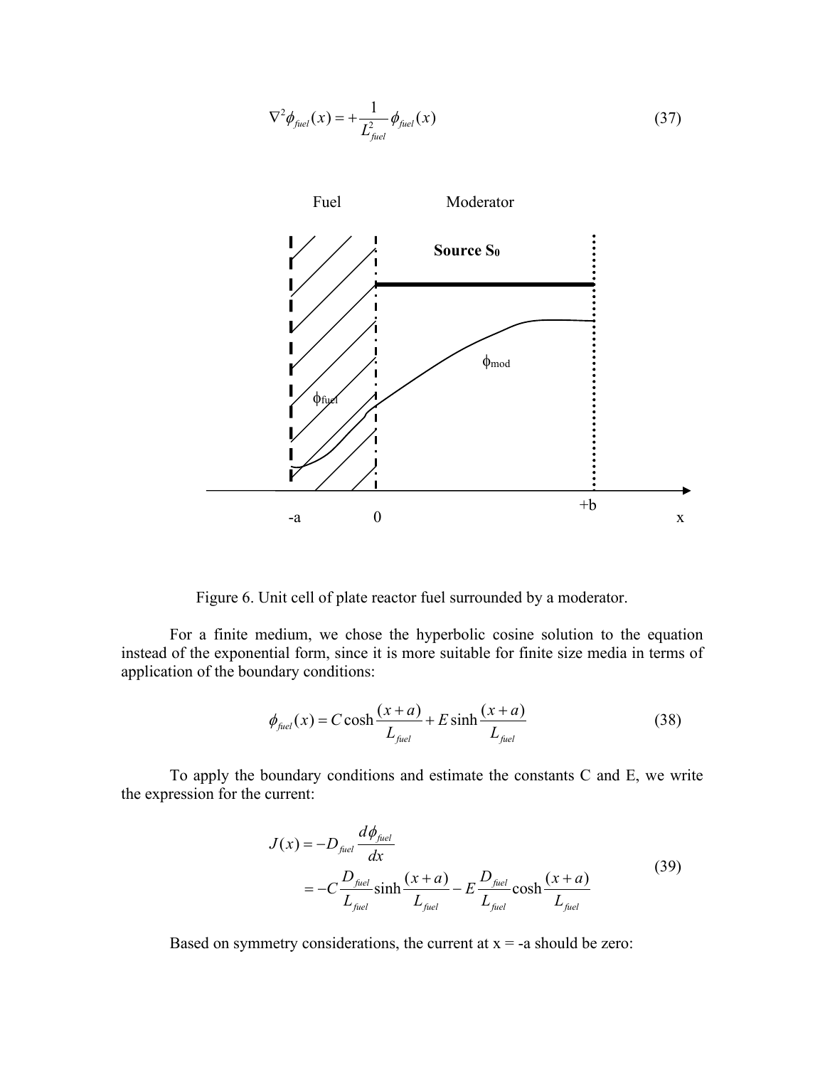$$\nabla^2 \phi_{fuel}(x) = +\frac{1}{L_{fuel}^2}\phi_{fuel}(x) \tag{37}$$

Figure 6. Unit cell of plate reactor fuel surrounded by a moderator.

For a finite medium, we chose the hyperbolic cosine solution to the equation instead of the exponential form, since it is more suitable for finite size media in terms of application of the boundary conditions:

$$\phi_{fuel}(x) = C\cosh\frac{(x+a)}{L_{fuel}} + E\sinh\frac{(x+a)}{L_{fuel}} \tag{38}$$

To apply the boundary conditions and estimate the constants C and E, we write the expression for the current:

$$\begin{aligned} J(x) &= -D_{fuel}\frac{d\phi_{fuel}}{dx} \\ &= -C\frac{D_{fuel}}{L_{fuel}}\sinh\frac{(x+a)}{L_{fuel}} - E\frac{D_{fuel}}{L_{fuel}}\cosh\frac{(x+a)}{L_{fuel}} \end{aligned} \tag{39}$$

Based on symmetry considerations, the current at x = -a should be zero: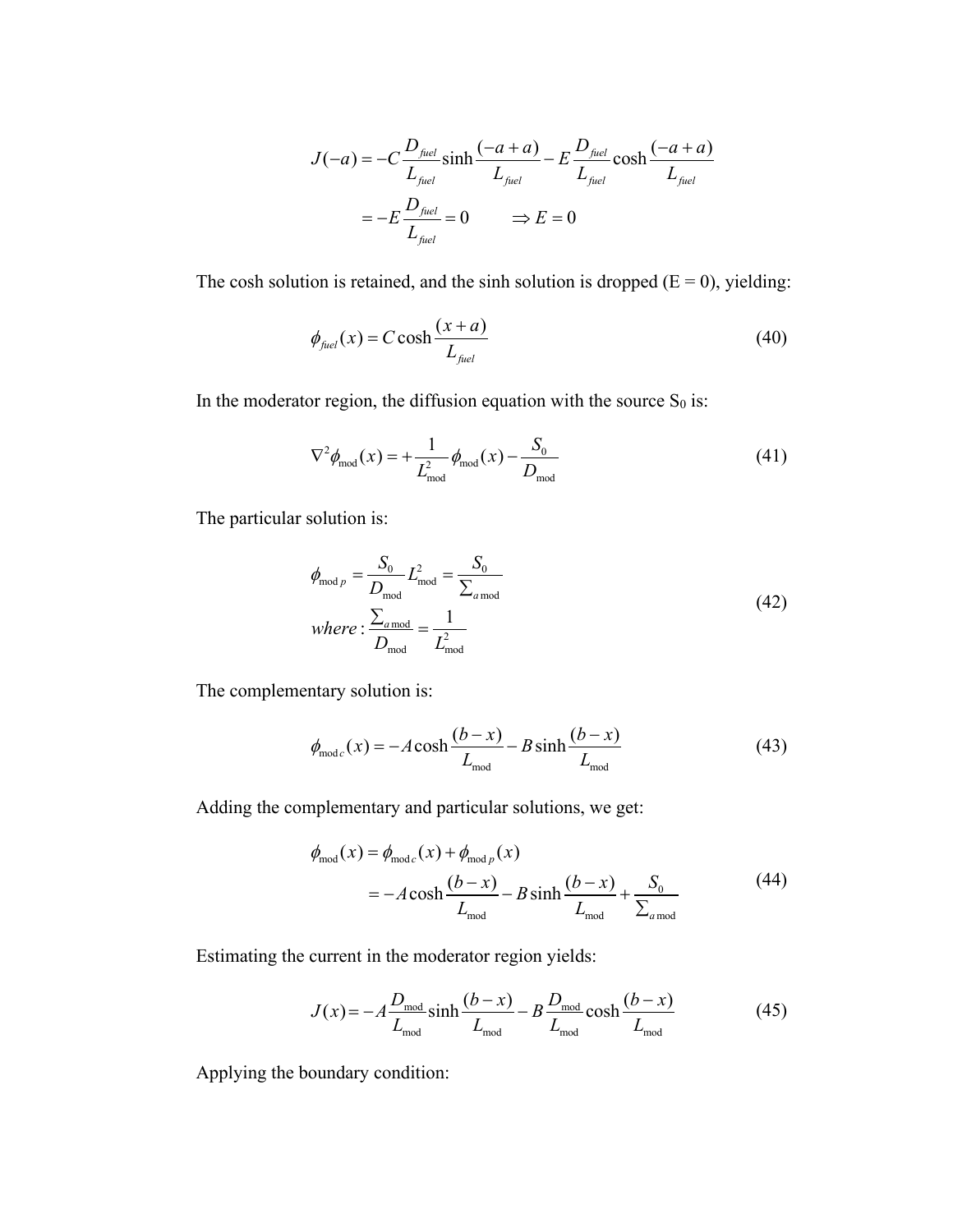$$
\begin{aligned}
J(-a) &= -C\frac{D_{fuel}}{L_{fuel}}\sinh\frac{(-a+a)}{L_{fuel}} - E\frac{D_{fuel}}{L_{fuel}}\cosh\frac{(-a+a)}{L_{fuel}} \\
&= -E\frac{D_{fuel}}{L_{fuel}} = 0 \qquad \Rightarrow E = 0
\end{aligned}
$$

The cosh solution is retained, and the sinh solution is dropped (E = 0), yielding:

$$
\phi_{fuel}(x) = C\cosh\frac{(x+a)}{L_{fuel}} \tag{40}
$$

In the moderator region, the diffusion equation with the source $S_0$ is:

$$
\nabla^2\phi_{\text{mod}}(x) = +\frac{1}{L_{\text{mod}}^2}\phi_{\text{mod}}(x) - \frac{S_0}{D_{\text{mod}}} \tag{41}
$$

The particular solution is:

$$
\begin{aligned}
\phi_{\text{mod}\,p} &= \frac{S_0}{D_{\text{mod}}}L_{\text{mod}}^2 = \frac{S_0}{\sum_{a\,\text{mod}}} \\
where &: \frac{\sum_{a\,\text{mod}}}{D_{\text{mod}}} = \frac{1}{L_{\text{mod}}^2}
\end{aligned} \tag{42}
$$

The complementary solution is:

$$
\phi_{\text{mod}\,c}(x) = -A\cosh\frac{(b-x)}{L_{\text{mod}}} - B\sinh\frac{(b-x)}{L_{\text{mod}}} \tag{43}
$$

Adding the complementary and particular solutions, we get:

$$
\begin{aligned}
\phi_{\text{mod}}(x) &= \phi_{\text{mod}\,c}(x) + \phi_{\text{mod}\,p}(x) \\
&= -A\cosh\frac{(b-x)}{L_{\text{mod}}} - B\sinh\frac{(b-x)}{L_{\text{mod}}} + \frac{S_0}{\sum_{a\,\text{mod}}}
\end{aligned} \tag{44}
$$

Estimating the current in the moderator region yields:

$$
J(x) = -A\frac{D_{\text{mod}}}{L_{\text{mod}}}\sinh\frac{(b-x)}{L_{\text{mod}}} - B\frac{D_{\text{mod}}}{L_{\text{mod}}}\cosh\frac{(b-x)}{L_{\text{mod}}} \tag{45}
$$

Applying the boundary condition: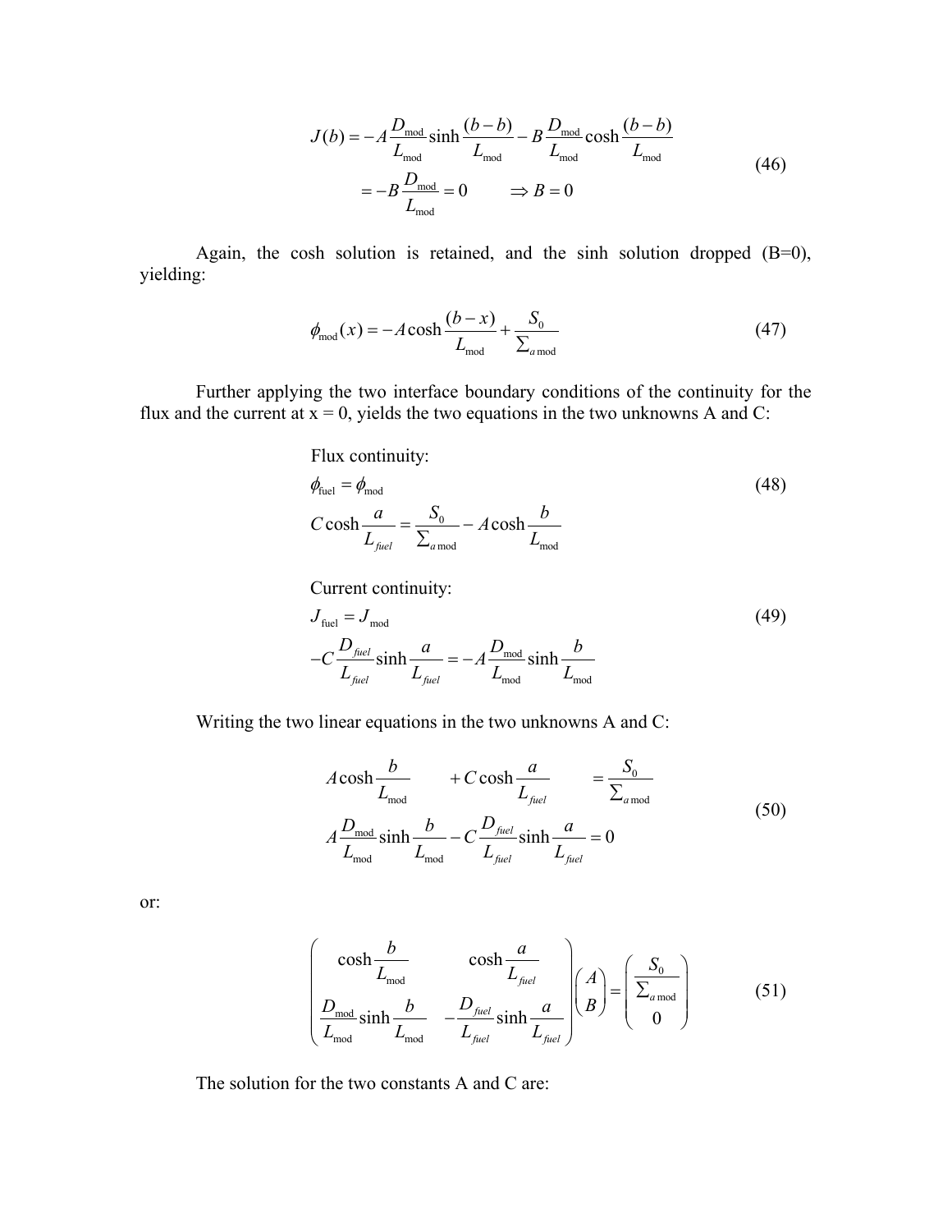$$
\begin{aligned}
J(b) &= -A\frac{D_{\text{mod}}}{L_{\text{mod}}}\sinh\frac{(b-b)}{L_{\text{mod}}} - B\frac{D_{\text{mod}}}{L_{\text{mod}}}\cosh\frac{(b-b)}{L_{\text{mod}}} \\
&= -B\frac{D_{\text{mod}}}{L_{\text{mod}}} = 0 \qquad \Rightarrow B = 0
\end{aligned}
\tag{46}
$$

Again, the cosh solution is retained, and the sinh solution dropped (B=0), yielding:

$$
\phi_{\text{mod}}(x) = -A\cosh\frac{(b-x)}{L_{\text{mod}}} + \frac{S_0}{\Sigma_{a\,\text{mod}}}
\tag{47}
$$

Further applying the two interface boundary conditions of the continuity for the flux and the current at x = 0, yields the two equations in the two unknowns A and C:

Flux continuity:

$$
\begin{aligned}
&\phi_{\text{fuel}} = \phi_{\text{mod}} \\
&C\cosh\frac{a}{L_{fuel}} = \frac{S_0}{\Sigma_{a\,\text{mod}}} - A\cosh\frac{b}{L_{\text{mod}}}
\end{aligned}
\tag{48}
$$

Current continuity:

$$
\begin{aligned}
&J_{\text{fuel}} = J_{\text{mod}} \\
&-C\frac{D_{fuel}}{L_{fuel}}\sinh\frac{a}{L_{fuel}} = -A\frac{D_{\text{mod}}}{L_{\text{mod}}}\sinh\frac{b}{L_{\text{mod}}}
\end{aligned}
\tag{49}
$$

Writing the two linear equations in the two unknowns A and C:

$$
\begin{aligned}
A\cosh\frac{b}{L_{\text{mod}}} \qquad &+ C\cosh\frac{a}{L_{fuel}} \qquad = \frac{S_0}{\Sigma_{a\,\text{mod}}} \\
A\frac{D_{\text{mod}}}{L_{\text{mod}}}\sinh\frac{b}{L_{\text{mod}}} &- C\frac{D_{fuel}}{L_{fuel}}\sinh\frac{a}{L_{fuel}} = 0
\end{aligned}
\tag{50}
$$

or:

$$
\begin{pmatrix}
\cosh\frac{b}{L_{\text{mod}}} & \cosh\frac{a}{L_{fuel}} \\
\frac{D_{\text{mod}}}{L_{\text{mod}}}\sinh\frac{b}{L_{\text{mod}}} & -\frac{D_{fuel}}{L_{fuel}}\sinh\frac{a}{L_{fuel}}
\end{pmatrix}
\begin{pmatrix} A \\ B \end{pmatrix}
=
\begin{pmatrix} \frac{S_0}{\Sigma_{a\,\text{mod}}} \\ 0 \end{pmatrix}
\tag{51}
$$

The solution for the two constants A and C are: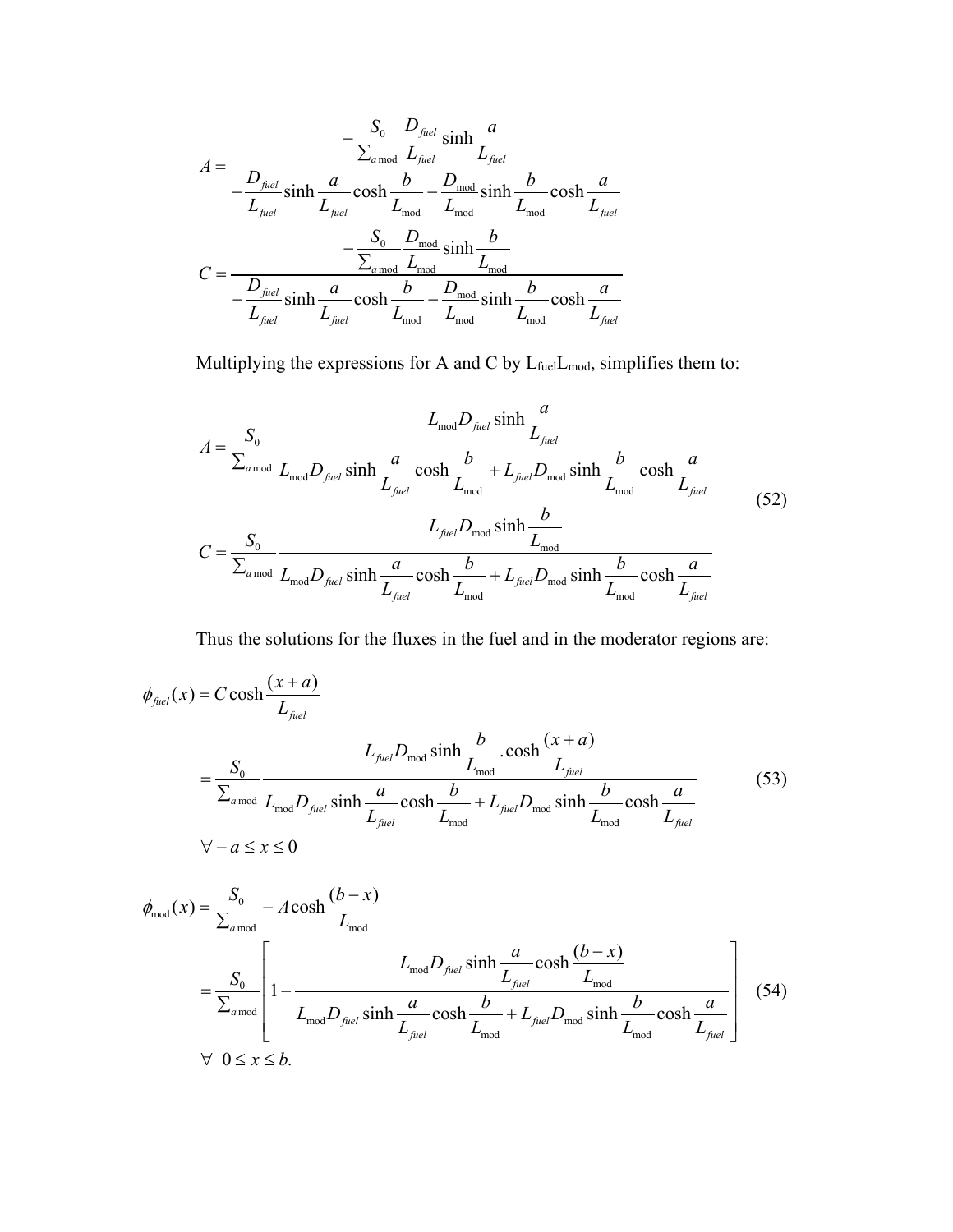$$A = \frac{-\dfrac{S_0}{\sum_{a\,\mathrm{mod}}}\dfrac{D_{fuel}}{L_{fuel}}\sinh\dfrac{a}{L_{fuel}}}{-\dfrac{D_{fuel}}{L_{fuel}}\sinh\dfrac{a}{L_{fuel}}\cosh\dfrac{b}{L_{\mathrm{mod}}} - \dfrac{D_{\mathrm{mod}}}{L_{\mathrm{mod}}}\sinh\dfrac{b}{L_{\mathrm{mod}}}\cosh\dfrac{a}{L_{fuel}}}$$

$$C = \frac{-\dfrac{S_0}{\sum_{a\,\mathrm{mod}}}\dfrac{D_{\mathrm{mod}}}{L_{\mathrm{mod}}}\sinh\dfrac{b}{L_{\mathrm{mod}}}}{-\dfrac{D_{fuel}}{L_{fuel}}\sinh\dfrac{a}{L_{fuel}}\cosh\dfrac{b}{L_{\mathrm{mod}}} - \dfrac{D_{\mathrm{mod}}}{L_{\mathrm{mod}}}\sinh\dfrac{b}{L_{\mathrm{mod}}}\cosh\dfrac{a}{L_{fuel}}}$$

Multiplying the expressions for A and C by $L_{\mathrm{fuel}}L_{\mathrm{mod}}$, simplifies them to:

$$A = \frac{S_0}{\sum_{a\,\mathrm{mod}}}\frac{L_{\mathrm{mod}}D_{fuel}\sinh\dfrac{a}{L_{fuel}}}{L_{\mathrm{mod}}D_{fuel}\sinh\dfrac{a}{L_{fuel}}\cosh\dfrac{b}{L_{\mathrm{mod}}} + L_{fuel}D_{\mathrm{mod}}\sinh\dfrac{b}{L_{\mathrm{mod}}}\cosh\dfrac{a}{L_{fuel}}}$$

$$C = \frac{S_0}{\sum_{a\,\mathrm{mod}}}\frac{L_{fuel}D_{\mathrm{mod}}\sinh\dfrac{b}{L_{\mathrm{mod}}}}{L_{\mathrm{mod}}D_{fuel}\sinh\dfrac{a}{L_{fuel}}\cosh\dfrac{b}{L_{\mathrm{mod}}} + L_{fuel}D_{\mathrm{mod}}\sinh\dfrac{b}{L_{\mathrm{mod}}}\cosh\dfrac{a}{L_{fuel}}} \tag{52}$$

Thus the solutions for the fluxes in the fuel and in the moderator regions are:

$$\begin{aligned}
\phi_{fuel}(x) &= C\cosh\frac{(x+a)}{L_{fuel}} \\
&= \frac{S_0}{\sum_{a\,\mathrm{mod}}}\frac{L_{fuel}D_{\mathrm{mod}}\sinh\dfrac{b}{L_{\mathrm{mod}}}.\cosh\dfrac{(x+a)}{L_{fuel}}}{L_{\mathrm{mod}}D_{fuel}\sinh\dfrac{a}{L_{fuel}}\cosh\dfrac{b}{L_{\mathrm{mod}}} + L_{fuel}D_{\mathrm{mod}}\sinh\dfrac{b}{L_{\mathrm{mod}}}\cosh\dfrac{a}{L_{fuel}}} \\
&\forall -a \le x \le 0
\end{aligned} \tag{53}$$

$$\begin{aligned}
\phi_{\mathrm{mod}}(x) &= \frac{S_0}{\sum_{a\,\mathrm{mod}}} - A\cosh\frac{(b-x)}{L_{\mathrm{mod}}} \\
&= \frac{S_0}{\sum_{a\,\mathrm{mod}}}\left[1 - \frac{L_{\mathrm{mod}}D_{fuel}\sinh\dfrac{a}{L_{fuel}}\cosh\dfrac{(b-x)}{L_{\mathrm{mod}}}}{L_{\mathrm{mod}}D_{fuel}\sinh\dfrac{a}{L_{fuel}}\cosh\dfrac{b}{L_{\mathrm{mod}}} + L_{fuel}D_{\mathrm{mod}}\sinh\dfrac{b}{L_{\mathrm{mod}}}\cosh\dfrac{a}{L_{fuel}}}\right] \\
&\forall \;\; 0 \le x \le b.
\end{aligned} \tag{54}$$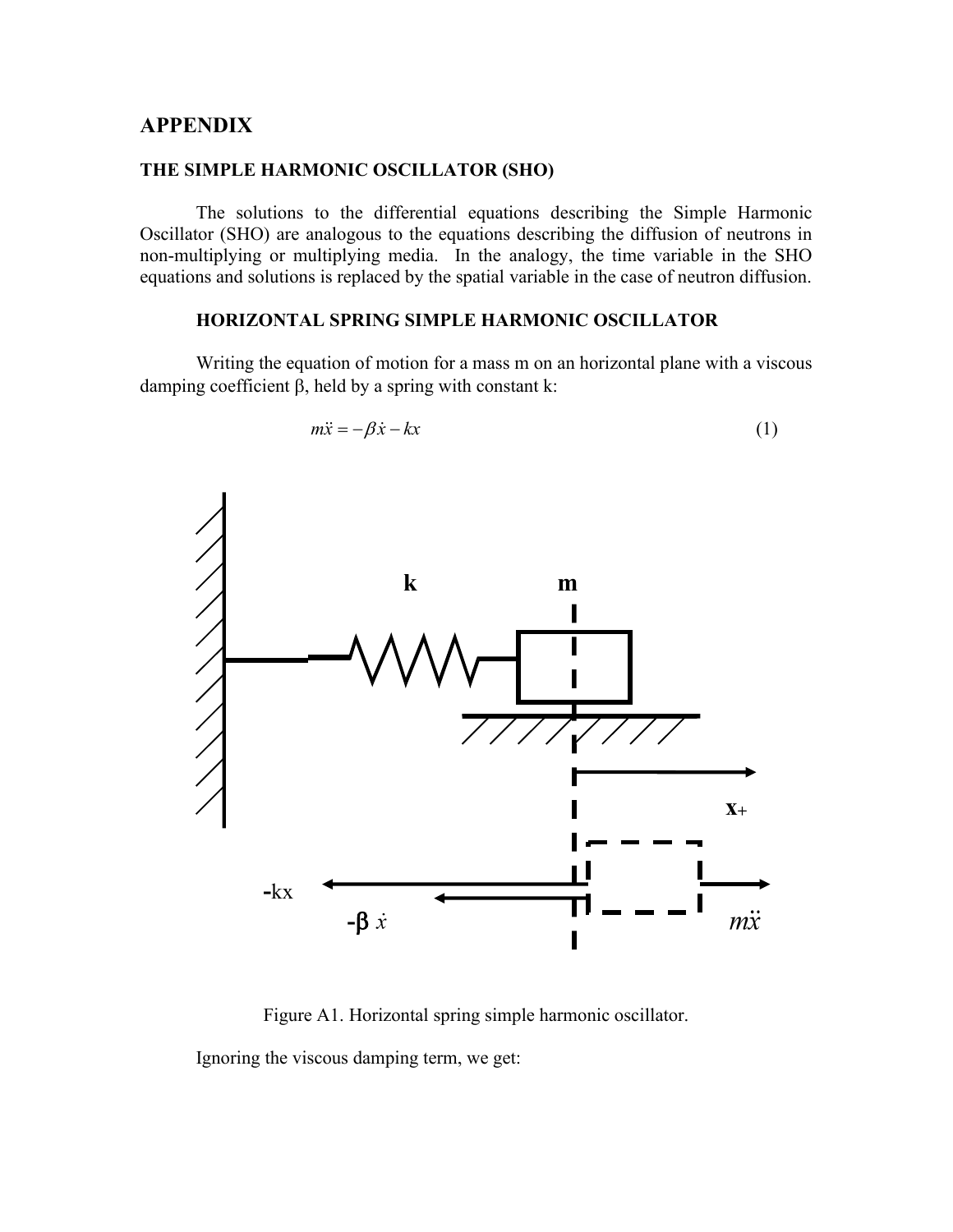# APPENDIX

## THE SIMPLE HARMONIC OSCILLATOR (SHO)

The solutions to the differential equations describing the Simple Harmonic Oscillator (SHO) are analogous to the equations describing the diffusion of neutrons in non-multiplying or multiplying media. In the analogy, the time variable in the SHO equations and solutions is replaced by the spatial variable in the case of neutron diffusion.

### HORIZONTAL SPRING SIMPLE HARMONIC OSCILLATOR

Writing the equation of motion for a mass m on an horizontal plane with a viscous damping coefficient β, held by a spring with constant k:

$$m\ddot{x} = -\beta\dot{x} - kx \tag{1}$$

Figure A1. Horizontal spring simple harmonic oscillator.

Ignoring the viscous damping term, we get: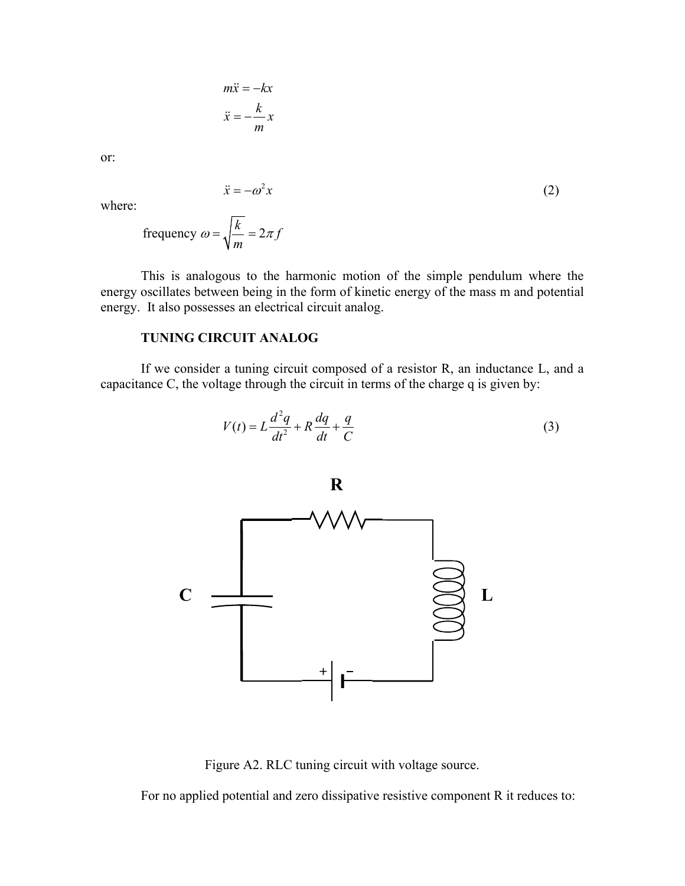$$m\ddot{x} = -kx$$

$$\ddot{x} = -\frac{k}{m}x$$

or:

$$\ddot{x} = -\omega^2 x \tag{2}$$

where:

$$\text{frequency } \omega = \sqrt{\frac{k}{m}} = 2\pi f$$

This is analogous to the harmonic motion of the simple pendulum where the energy oscillates between being in the form of kinetic energy of the mass m and potential energy. It also possesses an electrical circuit analog.

**TUNING CIRCUIT ANALOG**

If we consider a tuning circuit composed of a resistor R, an inductance L, and a capacitance C, the voltage through the circuit in terms of the charge q is given by:

$$V(t) = L\frac{d^2q}{dt^2} + R\frac{dq}{dt} + \frac{q}{C} \tag{3}$$

Figure A2. RLC tuning circuit with voltage source.

For no applied potential and zero dissipative resistive component R it reduces to: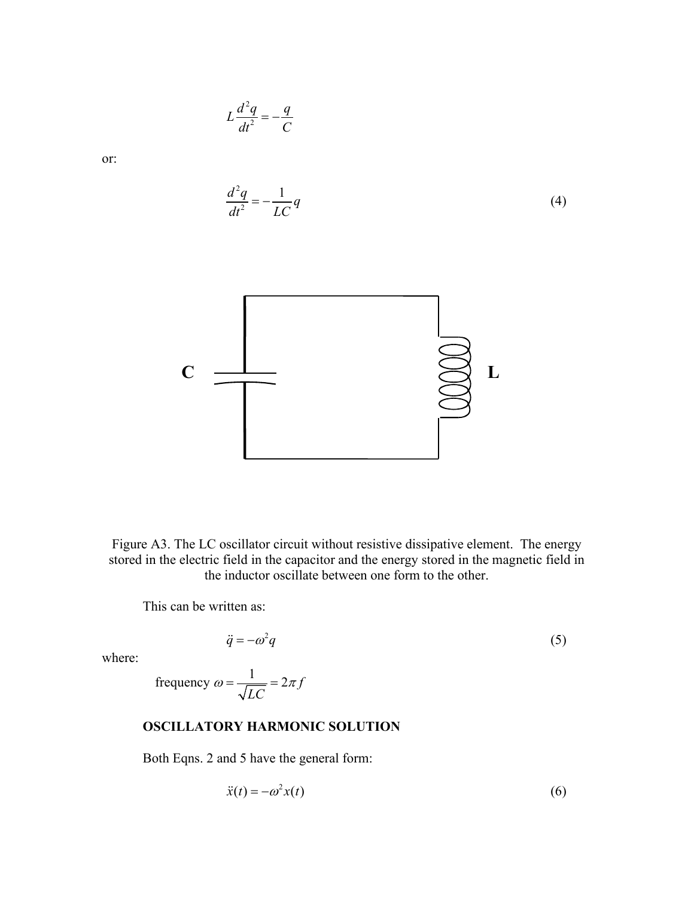$$L\frac{d^2q}{dt^2} = -\frac{q}{C}$$

or:

$$\frac{d^2q}{dt^2} = -\frac{1}{LC}q \tag{4}$$

Figure A3. The LC oscillator circuit without resistive dissipative element. The energy stored in the electric field in the capacitor and the energy stored in the magnetic field in the inductor oscillate between one form to the other.

This can be written as:

$$\ddot{q} = -\omega^2 q \tag{5}$$

where:

$$\text{frequency } \omega = \frac{1}{\sqrt{LC}} = 2\pi f$$

**OSCILLATORY HARMONIC SOLUTION**

Both Eqns. 2 and 5 have the general form:

$$\ddot{x}(t) = -\omega^2 x(t) \tag{6}$$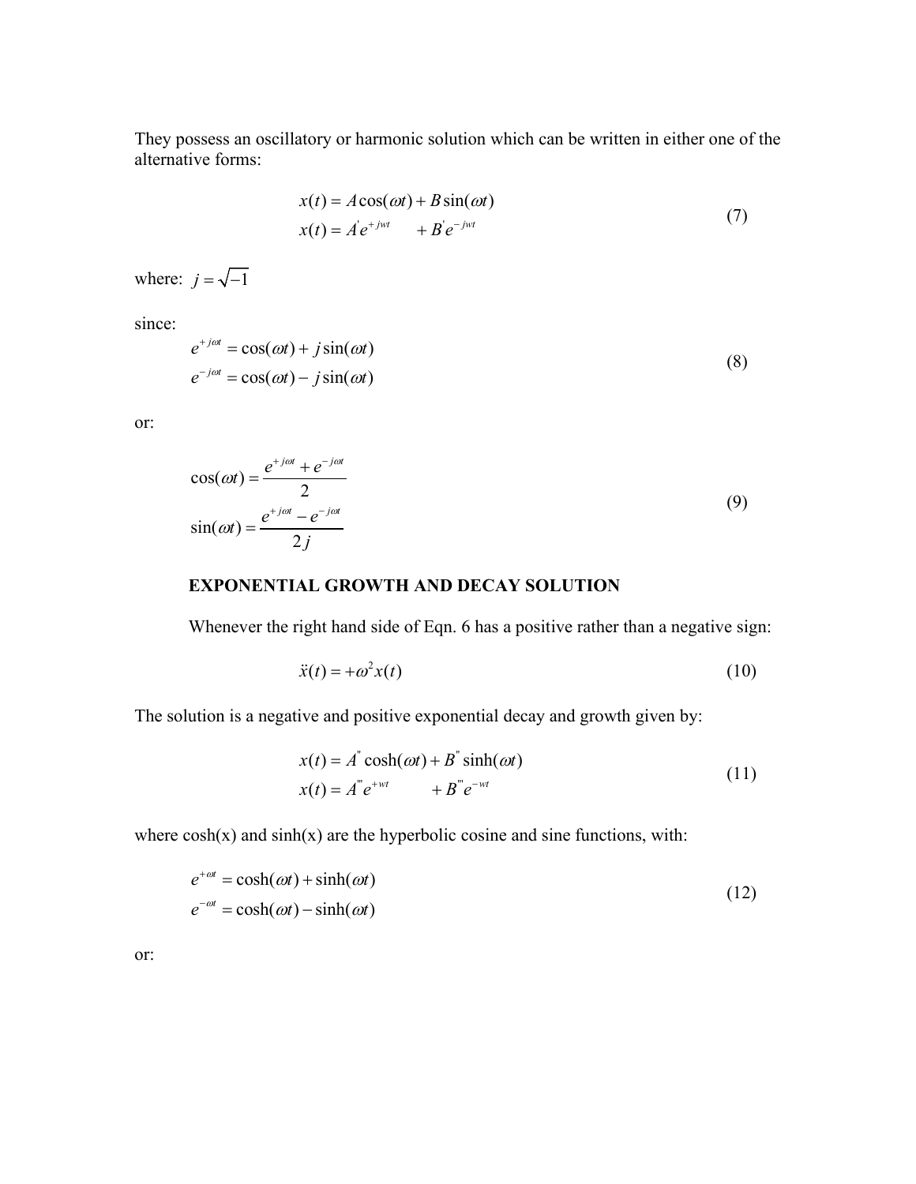They possess an oscillatory or harmonic solution which can be written in either one of the alternative forms:

$$
\begin{aligned}
x(t) &= A\cos(\omega t) + B\sin(\omega t) \\
x(t) &= A^{'}e^{+jwt} \qquad + B^{'}e^{-jwt}
\end{aligned}
\tag{7}
$$

where: $j = \sqrt{-1}$

since:

$$
\begin{aligned}
e^{+j\omega t} &= \cos(\omega t) + j\sin(\omega t) \\
e^{-j\omega t} &= \cos(\omega t) - j\sin(\omega t)
\end{aligned}
\tag{8}
$$

or:

$$
\begin{aligned}
\cos(\omega t) &= \frac{e^{+j\omega t} + e^{-j\omega t}}{2} \\
\sin(\omega t) &= \frac{e^{+j\omega t} - e^{-j\omega t}}{2j}
\end{aligned}
\tag{9}
$$

**EXPONENTIAL GROWTH AND DECAY SOLUTION**

Whenever the right hand side of Eqn. 6 has a positive rather than a negative sign:

$$
\ddot{x}(t) = +\omega^2 x(t) \tag{10}
$$

The solution is a negative and positive exponential decay and growth given by:

$$
\begin{aligned}
x(t) &= A^{''}\cosh(\omega t) + B^{''}\sinh(\omega t) \\
x(t) &= A^{'''}e^{+wt} \qquad + B^{'''}e^{-wt}
\end{aligned}
\tag{11}
$$

where cosh(x) and sinh(x) are the hyperbolic cosine and sine functions, with:

$$
\begin{aligned}
e^{+\omega t} &= \cosh(\omega t) + \sinh(\omega t) \\
e^{-\omega t} &= \cosh(\omega t) - \sinh(\omega t)
\end{aligned}
\tag{12}
$$

or: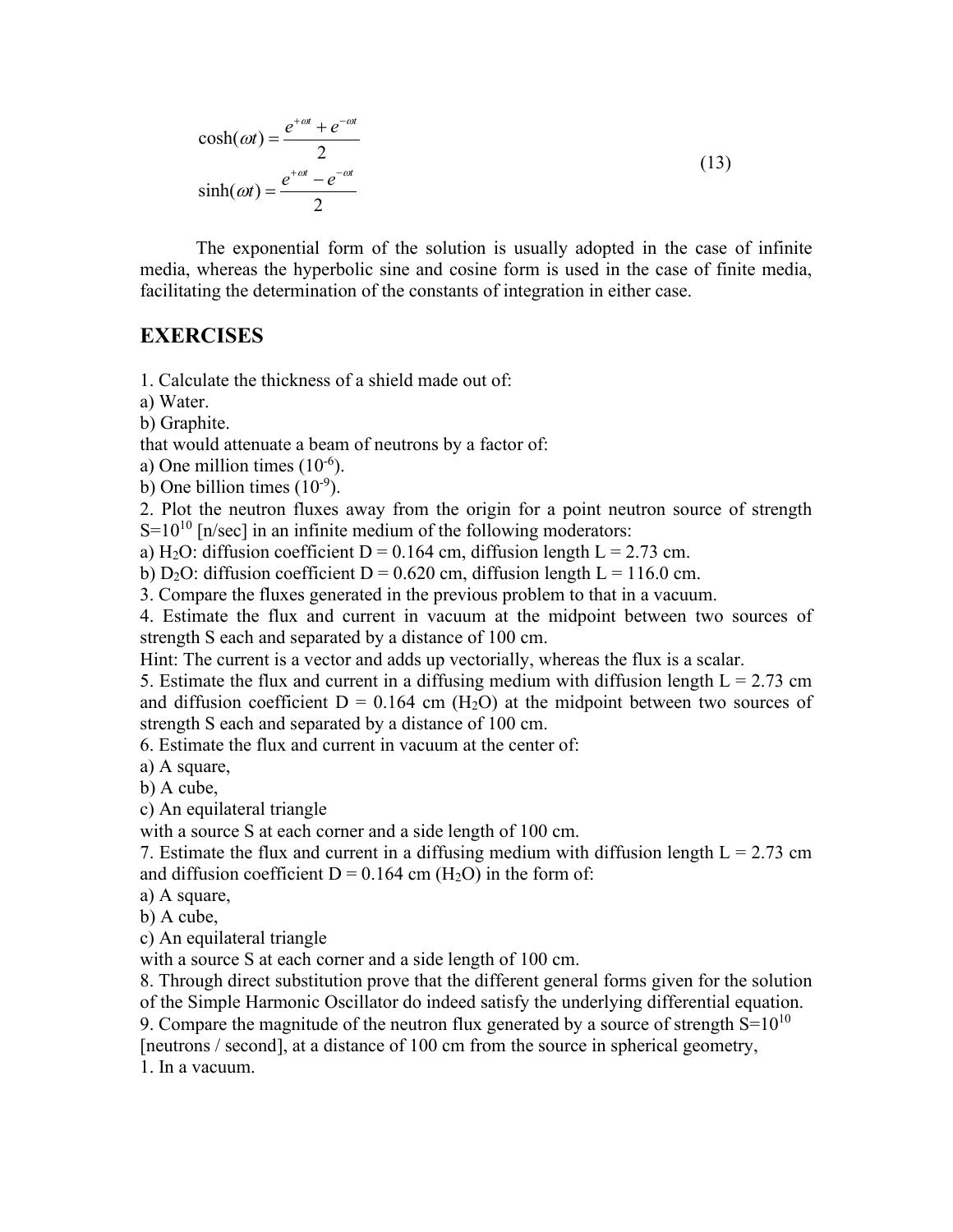$$
\cosh(\omega t) = \frac{e^{+\omega t} + e^{-\omega t}}{2}
$$
$$
\sinh(\omega t) = \frac{e^{+\omega t} - e^{-\omega t}}{2} \tag{13}
$$

The exponential form of the solution is usually adopted in the case of infinite media, whereas the hyperbolic sine and cosine form is used in the case of finite media, facilitating the determination of the constants of integration in either case.

## EXERCISES

1. Calculate the thickness of a shield made out of:
a) Water.
b) Graphite.
that would attenuate a beam of neutrons by a factor of:
a) One million times ($10^{-6}$).
b) One billion times ($10^{-9}$).
2. Plot the neutron fluxes away from the origin for a point neutron source of strength $S=10^{10}$ [n/sec] in an infinite medium of the following moderators:
a) $H_2O$: diffusion coefficient D = 0.164 cm, diffusion length L = 2.73 cm.
b) $D_2O$: diffusion coefficient D = 0.620 cm, diffusion length L = 116.0 cm.
3. Compare the fluxes generated in the previous problem to that in a vacuum.
4. Estimate the flux and current in vacuum at the midpoint between two sources of strength S each and separated by a distance of 100 cm.
Hint: The current is a vector and adds up vectorially, whereas the flux is a scalar.
5. Estimate the flux and current in a diffusing medium with diffusion length L = 2.73 cm and diffusion coefficient D = 0.164 cm ($H_2O$) at the midpoint between two sources of strength S each and separated by a distance of 100 cm.
6. Estimate the flux and current in vacuum at the center of:
a) A square,
b) A cube,
c) An equilateral triangle
with a source S at each corner and a side length of 100 cm.
7. Estimate the flux and current in a diffusing medium with diffusion length L = 2.73 cm and diffusion coefficient D = 0.164 cm ($H_2O$) in the form of:
a) A square,
b) A cube,
c) An equilateral triangle
with a source S at each corner and a side length of 100 cm.
8. Through direct substitution prove that the different general forms given for the solution of the Simple Harmonic Oscillator do indeed satisfy the underlying differential equation.
9. Compare the magnitude of the neutron flux generated by a source of strength $S=10^{10}$ [neutrons / second], at a distance of 100 cm from the source in spherical geometry,
1. In a vacuum.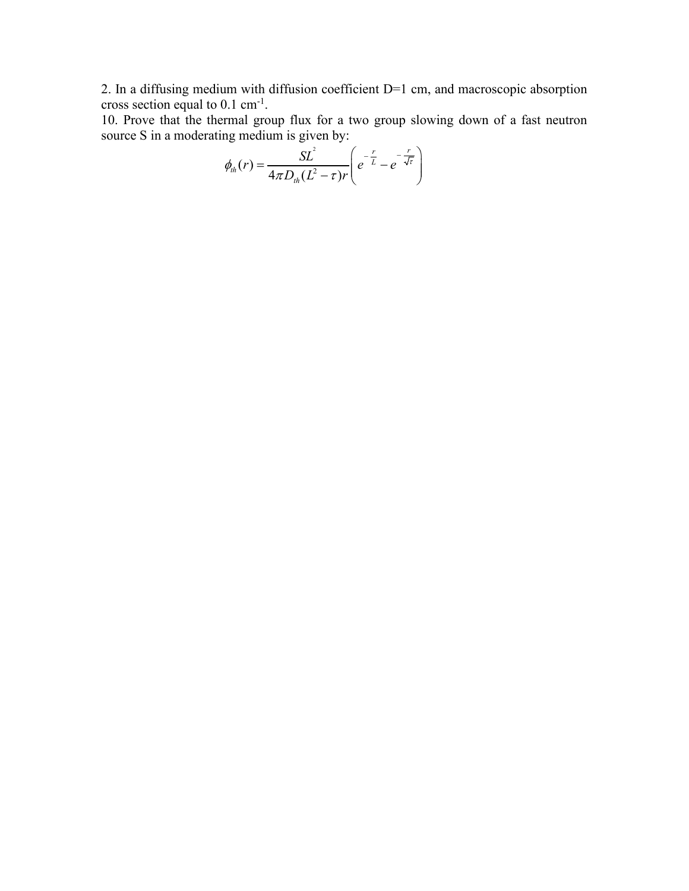2. In a diffusing medium with diffusion coefficient D=1 cm, and macroscopic absorption cross section equal to 0.1 cm$^{-1}$.

10. Prove that the thermal group flux for a two group slowing down of a fast neutron source S in a moderating medium is given by:

$$\phi_{th}(r) = \frac{SL^2}{4\pi D_{th}(L^2 - \tau)r}\left(e^{-\frac{r}{L}} - e^{-\frac{r}{\sqrt{\tau}}}\right)$$